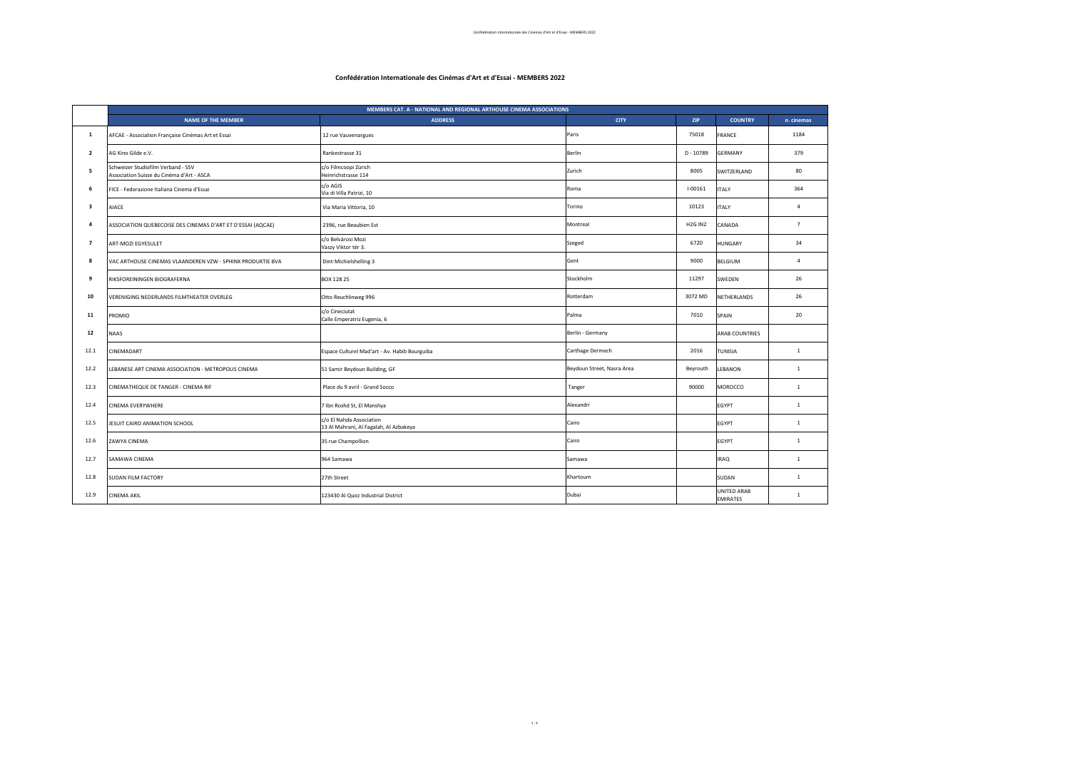# Confédération Internationale des Cinémas d'Art et d'Essai - MEMBERS 2022

| | MEMBERS CAT. A - NATIONAL AND REGIONAL ARTHOUSE CINEMA ASSOCIATIONS | | | | | |
|---|---|---|---|---|---|---|
| | **NAME OF THE MEMBER** | **ADDRESS** | **CITY** | **ZIP** | **COUNTRY** | **n. cinemas** |
| **1** | AFCAE - Association Française Cinémas Art et Essai | 12 rue Vauvenargues | Paris | 75018 | FRANCE | 1184 |
| **2** | AG Kino Gilde e.V. | Rankestrasse 31 | Berlin | D - 10789 | GERMANY | 379 |
| **5** | Schweizer Studiofilm Verband - SSV Association Suisse du Cinéma d'Art - ASCA | c/o Filmcoopi Zürich Heinrichstrasse 114 | Zurich | 8005 | SWITZERLAND | 80 |
| **6** | FICE - Federazione Italiana Cinema d'Essai | c/o AGIS Via di Villa Patrizi, 10 | Roma | I-00161 | ITALY | 364 |
| **3** | AIACE | Via Maria Vittoria, 10 | Torino | 10123 | ITALY | 4 |
| **4** | ASSOCIATION QUEBECOISE DES CINEMAS D'ART ET D'ESSAI (AQCAE) | 2396, rue Beaubien Est | Montreal | H2G IN2 | CANADA | 7 |
| **7** | ART-MOZI EGYESULET | c/o Belvárosi Mozi Vaszy Viktor tér 3. | Szeged | 6720 | HUNGARY | 34 |
| **8** | VAC ARTHOUSE CINEMAS VLAANDEREN VZW - SPHINX PRODUKTIE BVA | Dint-Michielshelling 3 | Gent | 9000 | BELGIUM | 4 |
| **9** | RIKSFOREININGEN BIOGRAFERNA | BOX 128 25 | Stockholm | 11297 | SWEDEN | 26 |
| **10** | VERENIGING NEDERLANDS FILMTHEATER OVERLEG | Otto Reuchlinweg 996 | Rotterdam | 3072 MD | NETHERLANDS | 26 |
| **11** | PROMIO | c/o Cineciutat Calle Emperatriz Eugenia, 6 | Palma | 7010 | SPAIN | 20 |
| **12** | NAAS | | Berlin - Germany | | ARAB COUNTRIES | |
| 12.1 | CINEMADART | Espace Culturel Mad'art - Av. Habib Bourguiba | Carthage Dermech | 2016 | TUNISIA | 1 |
| 12.2 | LEBANESE ART CINEMA ASSOCIATION - METROPOLIS CINEMA | 51 Samir Beydoun Building, GF | Beydoun Street, Nasra Area | Beyrouth | LEBANON | 1 |
| 12.3 | CINEMATHEQUE DE TANGER - CINEMA RIF | Place du 9 avril - Grand Socco | Tanger | 90000 | MOROCCO | 1 |
| 12.4 | CINEMA EVERYWHERE | 7 Ibn Roshd St, El Manshya | Alexandri | | EGYPT | 1 |
| 12.5 | JESUIT CAIRO ANIMATION SCHOOL | c/o El Nahda Association 13 Al Mahrani, Al Fagalah, Al Azbakeya | Cairo | | EGYPT | 1 |
| 12.6 | ZAWYA CINEMA | 35 rue Champollion | Cairo | | EGYPT | 1 |
| 12.7 | SAMAWA CINEMA | 964 Samawa | Samawa | | IRAQ | 1 |
| 12.8 | SUDAN FILM FACTORY | 27th Street | Khartoum | | SUDAN | 1 |
| 12.9 | CINEMA AKIL | 123430 Al Quoz Industrial District | Dubai | | UNITED ARAB EMIRATES | 1 |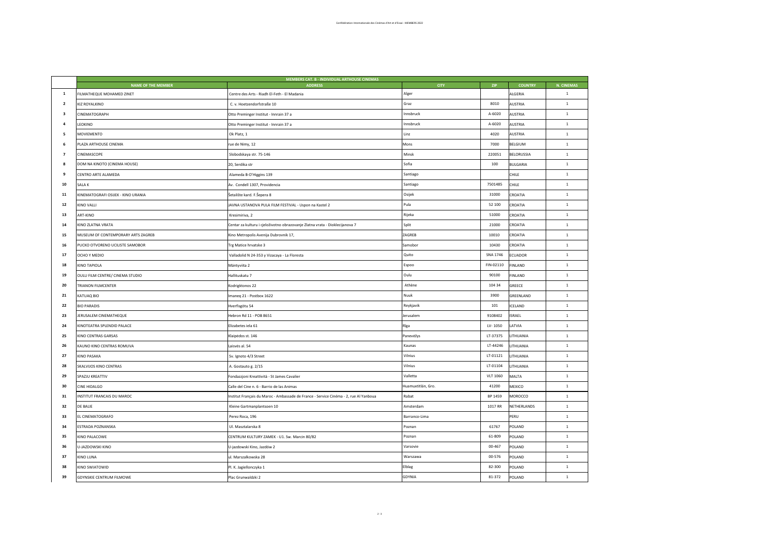| | MEMBERS CAT. B - INDIVIDUAL ARTHOUSE CINEMAS | | | | | |
|---|---|---|---|---|---|---|
| | NAME OF THE MEMBER | ADDRESS | CITY | ZIP | COUNTRY | N. CINEMAS |
| 1 | FILMATHEQUE MOHAMED ZINET | Centre des Arts - Riadh El-Feth - El Madania | Alger | | ALGERIA | 1 |
| 2 | KIZ ROYALKINO | C. v. Hoetzendorfstraße 10 | Graz | 8010 | AUSTRIA | 1 |
| 3 | CINEMATOGRAPH | Otto Preminger Institut - Innrain 37 a | Innsbruck | A-6020 | AUSTRIA | 1 |
| 4 | LEOKINO | Otto Preminger Institut - Innrain 37 a | Innsbruck | A-6020 | AUSTRIA | 1 |
| 5 | MOVIEMENTO | Ok Platz, 1 | Linz | 4020 | AUSTRIA | 1 |
| 6 | PLAZA ARTHOUSE CINEMA | rue de Nimy, 12 | Mons | 7000 | BELGIUM | 1 |
| 7 | CINEMASCOPE | Slobodskaya str. 75-146 | Minsk | 220051 | BELORUSSIA | 1 |
| 8 | DOM NA KINOTO (CINEMA HOUSE) | 20, Serdika str | Sofia | 100 | BULGARIA | 1 |
| 9 | CENTRO ARTE ALAMEDA | Alameda B-O'Higgins 139 | Santiago | | CHILE | 1 |
| 10 | SALA K | Av. Condell 1307, Providencia | Santiago | 7501485 | CHILE | 1 |
| 11 | KINEMATOGRAFI OSIJEK - KINO URANIA | Šetalište kard. F.Šepera 8 | Osijek | 31000 | CROATIA | 1 |
| 12 | KINO VALLI | JAVNA USTANOVA PULA FILM FESTIVAL - Uspon na Kastel 2 | Pula | 52 100 | CROATIA | 1 |
| 13 | ART-KINO | Kresimiriva, 2 | Rijeka | 51000 | CROATIA | 1 |
| 14 | KINO ZLATNA VRATA | Centar za kulturu i cjeloživotno obrazovanje Zlatna vrata - Dioklecijanova 7 | Split | 21000 | CROATIA | 1 |
| 15 | MUSEUM OF CONTEMPORARY ARTS ZAGREB | Kino Metropolis Avenija Dubrovnik 17, | ZAGREB | 10010 | CROATIA | 1 |
| 16 | PUCKO OTVORENO UCILISTE SAMOBOR | Trg Matice hrvatske 3 | Samobor | 10430 | CROATIA | 1 |
| 17 | OCHO Y MEDIO | Valladolid N 24-353 y Vizacaya - La Floresta | Quito | SNA 1746 | ECUADOR | 1 |
| 18 | KINO TAPIOLA | Mäntyviita 2 | Espoo | FIN-02110 | FINLAND | 1 |
| 19 | OULU FILM CENTRE/ CINEMA STUDIO | Hallituskatu 7 | Oulu | 90100 | FINLAND | 1 |
| 20 | TRIANON FILMCENTER | Kodrigktonos 22 | Athène | 104 34 | GREECE | 1 |
| 21 | KATUAQ BIO | Imaneq 21 - Postbox 1622 | Nuuk | 3900 | GREENLAND | 1 |
| 22 | BIO PARADIS | Hverfisgötu 54 | Reykjavik | 101 | ICELAND | 1 |
| 23 | JERUSALEM CINEMATHEQUE | Hebron Rd 11 - POB 8651 | Jerusalem | 9108402 | ISRAEL | 1 |
| 24 | KINOTEATRA SPLENDID PALACE | Elizabetes iela 61 | Rīga | LV- 1050 | LATVIA | 1 |
| 25 | KINO CENTRAS GARSAS | Klaipėdos st. 146 | Panevėžys | LT-37375 | LITHUANIA | 1 |
| 26 | KAUNO KINO CENTRAS ROMUVA | Laisvės al. 54 | Kaunas | LT-44246 | LITHUANIA | 1 |
| 27 | KINO PASAKA | Sv. Ignoto 4/3 Street | Vilnius | LT-01121 | LITHUANIA | 1 |
| 28 | SKALVIJOS KINO CENTRAS | A. Gostauto g. 2/15 | Vilnius | LT-01104 | LITHUANIA | 1 |
| 29 | SPAZJU KREATTIV | Fondazzjoni Kreattività - St James Cavalier | Valletta | VLT 1060 | MALTA | 1 |
| 30 | CINE HIDALGO | Calle del Cine n. 6 - Barrio de las Animas | Huamuxtitlán, Gro. | 41200 | MEXICO | 1 |
| 31 | INSTITUT FRANCAIS DU MAROC | Institut Français du Maroc - Ambassade de France - Service Cinéma - 2, rue Al Yanboua | Rabat | BP 1459 | MOROCCO | 1 |
| 32 | DE BALIE | Kleine Gartmanplantsoen 10 | Amsterdam | 1017 RR | NETHERLANDS | 1 |
| 33 | EL CINEMATOGRAFO | Perez Roca, 196 | Barranco-Lima | | PERU | 1 |
| 34 | ESTRADA POZNANSKA | Ul. Masztalarska 8 | Poznan | 61767 | POLAND | 1 |
| 35 | KINO PALACOWE | CENTRUM KULTURY ZAMEK - U1. Sw. Marcin 80/82 | Poznan | 61-809 | POLAND | 1 |
| 36 | U-JAZDOWSKI KINO | U-jazdowski Kino, Jazdów 2 | Varsovie | 00-467 | POLAND | 1 |
| 37 | KINO LUNA | ul. Marszalkowska 28 | Warszawa | 00-576 | POLAND | 1 |
| 38 | KINO SWIATOWID | Pl. K. Jagiellonczyka 1 | Elblag | 82-300 | POLAND | 1 |
| 39 | GDYNSKIE CENTRUM FILMOWE | Plac Grunwaldzki 2 | GDYNIA | 81-372 | POLAND | 1 |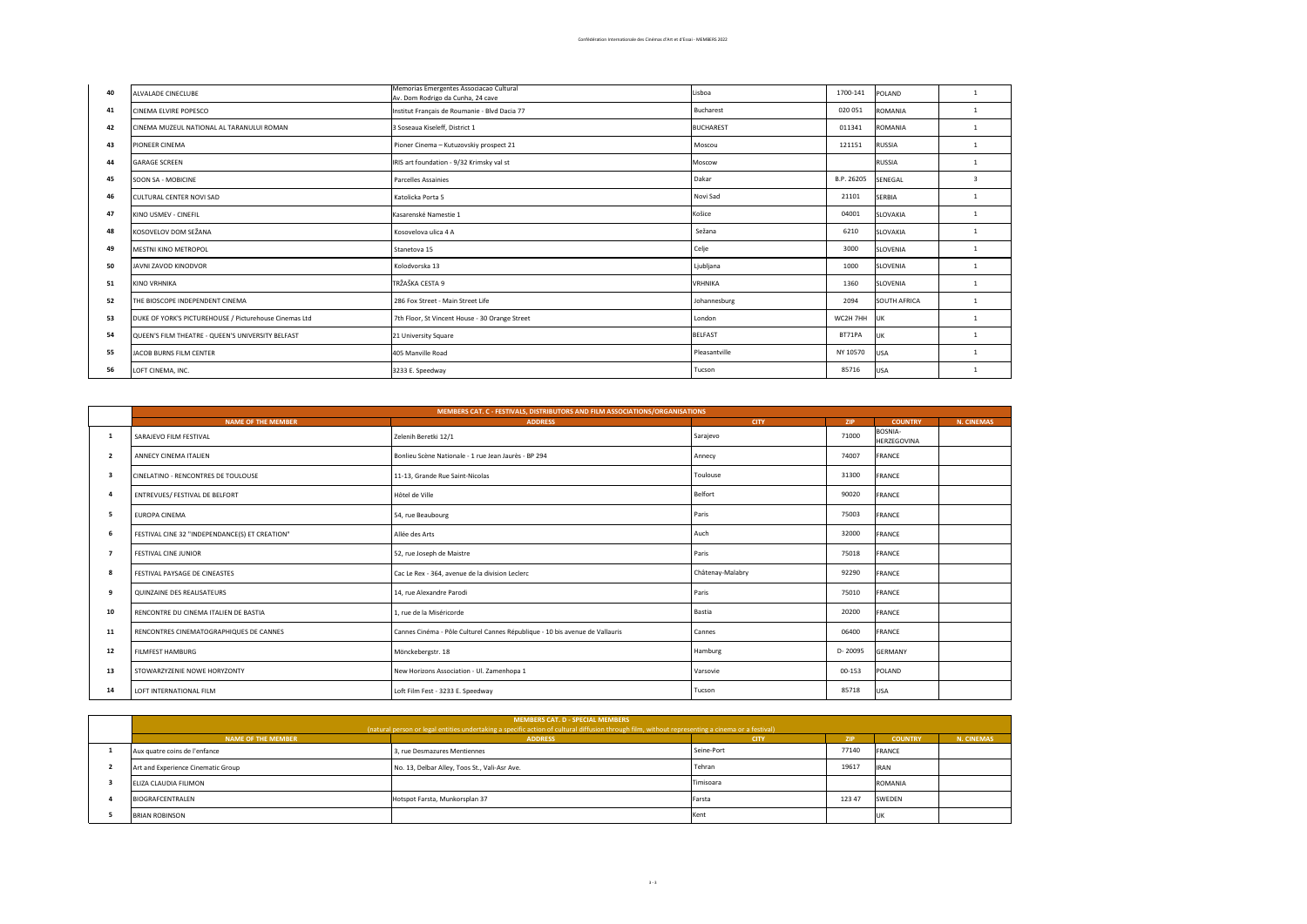| | | | | | | |
|---|---|---|---|---|---|---|
| 40 | ALVALADE CINECLUBE | Memorias Emergentes Associacao Cultural Av. Dom Rodrigo da Cunha, 24 cave | Lisboa | 1700-141 | POLAND | 1 |
| 41 | CINEMA ELVIRE POPESCO | Institut Français de Roumanie - Blvd Dacia 77 | Bucharest | 020 051 | ROMANIA | 1 |
| 42 | CINEMA MUZEUL NATIONAL AL TARANULUI ROMAN | 3 Soseaua Kiseleff, District 1 | BUCHAREST | 011341 | ROMANIA | 1 |
| 43 | PIONEER CINEMA | Pioner Cinema – Kutuzovskiy prospect 21 | Moscou | 121151 | RUSSIA | 1 |
| 44 | GARAGE SCREEN | IRIS art foundation - 9/32 Krimsky val st | Moscow | | RUSSIA | 1 |
| 45 | SOON SA - MOBICINE | Parcelles Assainies | Dakar | B.P. 26205 | SENEGAL | 3 |
| 46 | CULTURAL CENTER NOVI SAD | Katolicka Porta 5 | Novi Sad | 21101 | SERBIA | 1 |
| 47 | KINO USMEV - CINEFIL | Kasarenské Namestie 1 | Košice | 04001 | SLOVAKIA | 1 |
| 48 | KOSOVELOV DOM SEŽANA | Kosovelova ulica 4 A | Sežana | 6210 | SLOVAKIA | 1 |
| 49 | MESTNI KINO METROPOL | Stanetova 15 | Celje | 3000 | SLOVENIA | 1 |
| 50 | JAVNI ZAVOD KINODVOR | Kolodvorska 13 | Ljubljana | 1000 | SLOVENIA | 1 |
| 51 | KINO VRHNIKA | TRŽAŠKA CESTA 9 | VRHNIKA | 1360 | SLOVENIA | 1 |
| 52 | THE BIOSCOPE INDEPENDENT CINEMA | 286 Fox Street - Main Street Life | Johannesburg | 2094 | SOUTH AFRICA | 1 |
| 53 | DUKE OF YORK'S PICTUREHOUSE / Picturehouse Cinemas Ltd | 7th Floor, St Vincent House - 30 Orange Street | London | WC2H 7HH | UK | 1 |
| 54 | QUEEN'S FILM THEATRE - QUEEN'S UNIVERSITY BELFAST | 21 University Square | BELFAST | BT71PA | UK | 1 |
| 55 | JACOB BURNS FILM CENTER | 405 Manville Road | Pleasantville | NY 10570 | USA | 1 |
| 56 | LOFT CINEMA, INC. | 3233 E. Speedway | Tucson | 85716 | USA | 1 |

| | MEMBERS CAT. C - FESTIVALS, DISTRIBUTORS AND FILM ASSOCIATIONS/ORGANISATIONS | | | | | |
|---|---|---|---|---|---|---|
| | NAME OF THE MEMBER | ADDRESS | CITY | ZIP | COUNTRY | N. CINEMAS |
| 1 | SARAJEVO FILM FESTIVAL | Zelenih Beretki 12/1 | Sarajevo | 71000 | BOSNIA-HERZEGOVINA | |
| 2 | ANNECY CINEMA ITALIEN | Bonlieu Scène Nationale - 1 rue Jean Jaurès - BP 294 | Annecy | 74007 | FRANCE | |
| 3 | CINELATINO - RENCONTRES DE TOULOUSE | 11-13, Grande Rue Saint-Nicolas | Toulouse | 31300 | FRANCE | |
| 4 | ENTREVUES/ FESTIVAL DE BELFORT | Hôtel de Ville | Belfort | 90020 | FRANCE | |
| 5 | EUROPA CINEMA | 54, rue Beaubourg | Paris | 75003 | FRANCE | |
| 6 | FESTIVAL CINE 32 "INDEPENDANCE(S) ET CREATION" | Allée des Arts | Auch | 32000 | FRANCE | |
| 7 | FESTIVAL CINE JUNIOR | 52, rue Joseph de Maistre | Paris | 75018 | FRANCE | |
| 8 | FESTIVAL PAYSAGE DE CINEASTES | Cac Le Rex - 364, avenue de la division Leclerc | Châtenay-Malabry | 92290 | FRANCE | |
| 9 | QUINZAINE DES REALISATEURS | 14, rue Alexandre Parodi | Paris | 75010 | FRANCE | |
| 10 | RENCONTRE DU CINEMA ITALIEN DE BASTIA | 1, rue de la Miséricorde | Bastia | 20200 | FRANCE | |
| 11 | RENCONTRES CINEMATOGRAPHIQUES DE CANNES | Cannes Cinéma - Pôle Culturel Cannes République - 10 bis avenue de Vallauris | Cannes | 06400 | FRANCE | |
| 12 | FILMFEST HAMBURG | Mönckebergstr. 18 | Hamburg | D- 20095 | GERMANY | |
| 13 | STOWARZYZENIE NOWE HORYZONTY | New Horizons Association - Ul. Zamenhopa 1 | Varsovie | 00-153 | POLAND | |
| 14 | LOFT INTERNATIONAL FILM | Loft Film Fest - 3233 E. Speedway | Tucson | 85718 | USA | |

| | MEMBERS CAT. D - SPECIAL MEMBERS (natural person or legal entities undertaking a specific action of cultural diffusion through film, without representing a cinema or a festival) | | | | | |
|---|---|---|---|---|---|---|
| | NAME OF THE MEMBER | ADDRESS | CITY | ZIP | COUNTRY | N. CINEMAS |
| 1 | Aux quatre coins de l'enfance | 3, rue Desmazures Mentiennes | Seine-Port | 77140 | FRANCE | |
| 2 | Art and Experience Cinematic Group | No. 13, Delbar Alley, Toos St., Vali-Asr Ave. | Tehran | 19617 | IRAN | |
| 3 | ELIZA CLAUDIA FILIMON | | Timisoara | | ROMANIA | |
| 4 | BIOGRAFCENTRALEN | Hotspot Farsta, Munkorsplan 37 | Farsta | 123 47 | SWEDEN | |
| 5 | BRIAN ROBINSON | | Kent | | UK | |